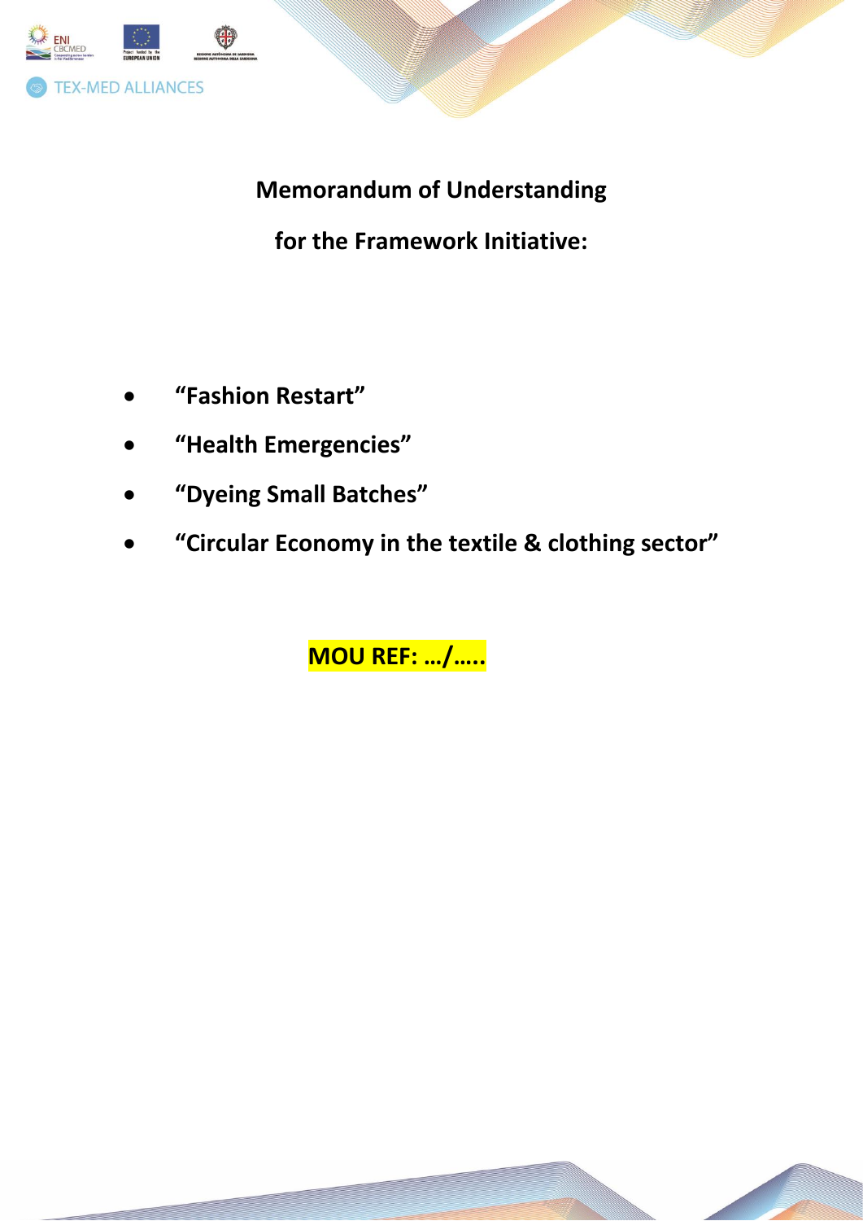TEX-MED ALLIANCES

# Memorandum of Understanding

## for the Framework Initiative:

- **"Fashion Restart"**
- **"Health Emergencies"**
- **"Dyeing Small Batches"**
- **"Circular Economy in the textile & clothing sector"**

**MOU REF: …/…..**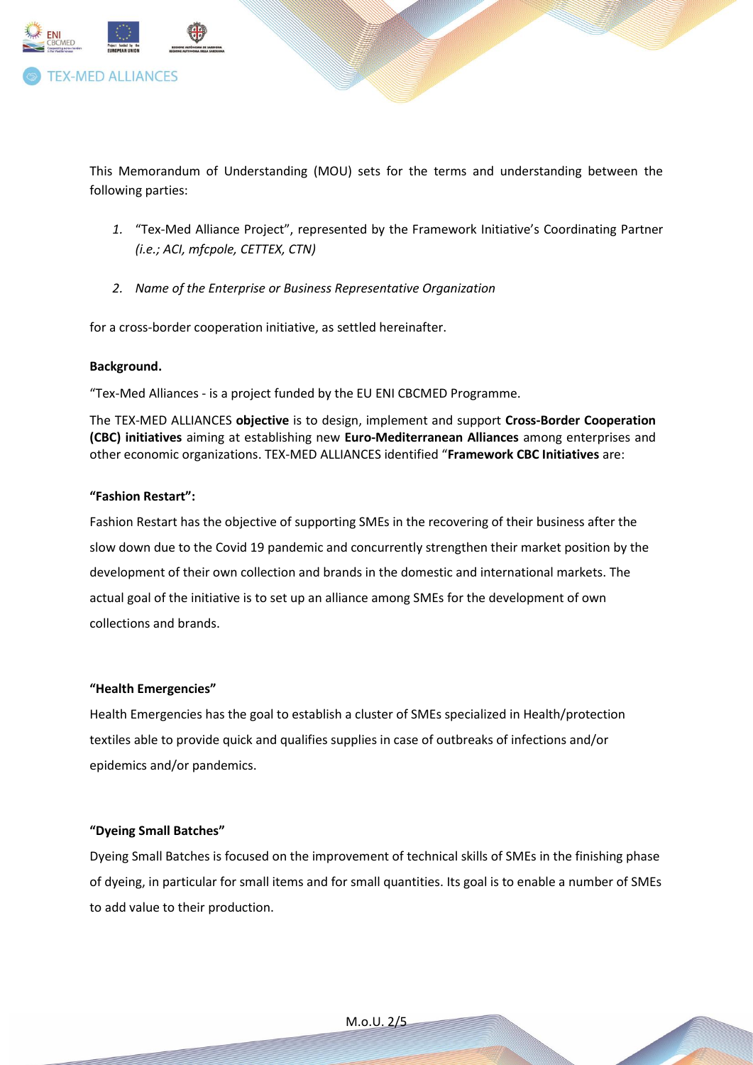This Memorandum of Understanding (MOU) sets for the terms and understanding between the following parties:

1. "Tex-Med Alliance Project", represented by the Framework Initiative's Coordinating Partner *(i.e.; ACI, mfcpole, CETTEX, CTN)*

2. *Name of the Enterprise or Business Representative Organization*

for a cross-border cooperation initiative, as settled hereinafter.

**Background.**

"Tex-Med Alliances - is a project funded by the EU ENI CBCMED Programme.

The TEX-MED ALLIANCES **objective** is to design, implement and support **Cross-Border Cooperation (CBC) initiatives** aiming at establishing new **Euro-Mediterranean Alliances** among enterprises and other economic organizations. TEX-MED ALLIANCES identified "**Framework CBC Initiatives** are:

**"Fashion Restart":**

Fashion Restart has the objective of supporting SMEs in the recovering of their business after the slow down due to the Covid 19 pandemic and concurrently strengthen their market position by the development of their own collection and brands in the domestic and international markets. The actual goal of the initiative is to set up an alliance among SMEs for the development of own collections and brands.

**"Health Emergencies"**

Health Emergencies has the goal to establish a cluster of SMEs specialized in Health/protection textiles able to provide quick and qualifies supplies in case of outbreaks of infections and/or epidemics and/or pandemics.

**"Dyeing Small Batches"**

Dyeing Small Batches is focused on the improvement of technical skills of SMEs in the finishing phase of dyeing, in particular for small items and for small quantities. Its goal is to enable a number of SMEs to add value to their production.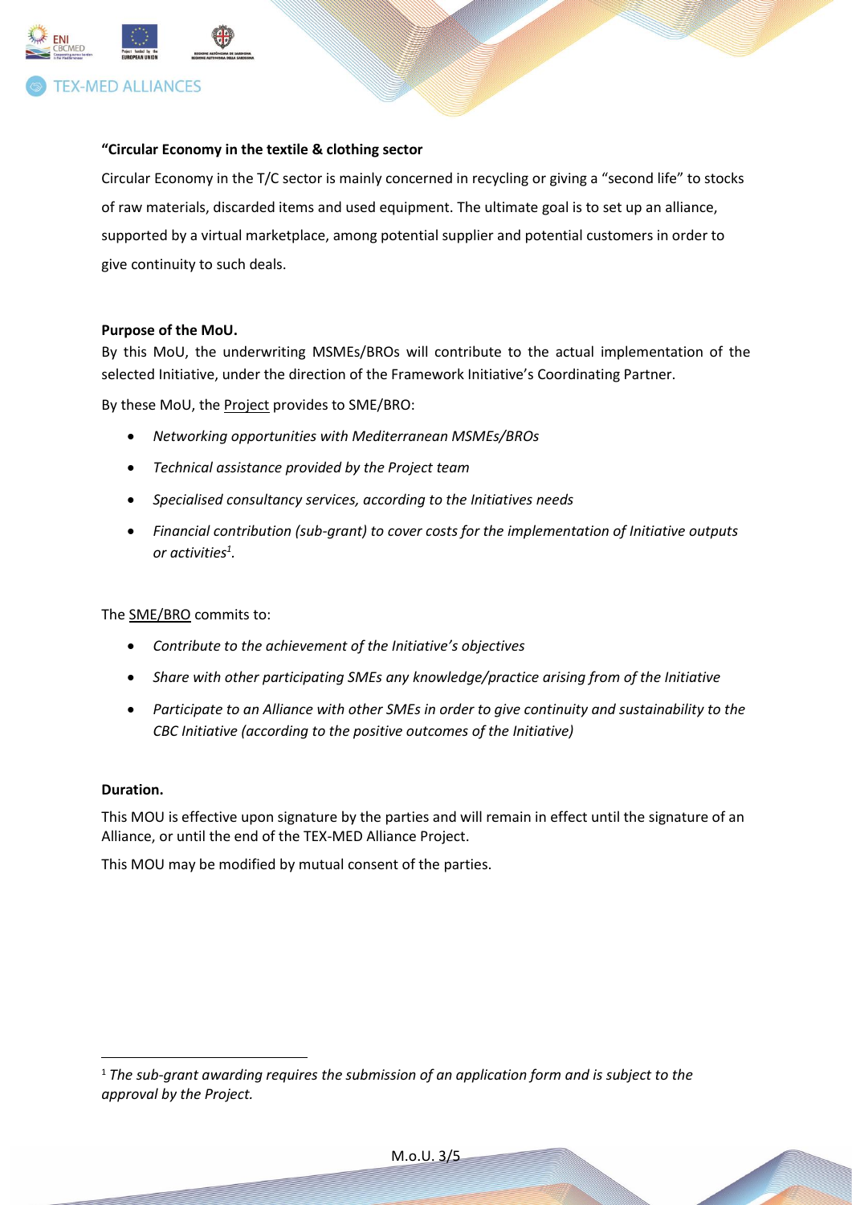**"Circular Economy in the textile & clothing sector**

Circular Economy in the T/C sector is mainly concerned in recycling or giving a "second life" to stocks of raw materials, discarded items and used equipment. The ultimate goal is to set up an alliance, supported by a virtual marketplace, among potential supplier and potential customers in order to give continuity to such deals.

**Purpose of the MoU.**

By this MoU, the underwriting MSMEs/BROs will contribute to the actual implementation of the selected Initiative, under the direction of the Framework Initiative's Coordinating Partner.

By these MoU, the Project provides to SME/BRO:

- *Networking opportunities with Mediterranean MSMEs/BROs*
- *Technical assistance provided by the Project team*
- *Specialised consultancy services, according to the Initiatives needs*
- *Financial contribution (sub-grant) to cover costs for the implementation of Initiative outputs or activities[1].*

The SME/BRO commits to:

- *Contribute to the achievement of the Initiative's objectives*
- *Share with other participating SMEs any knowledge/practice arising from of the Initiative*
- *Participate to an Alliance with other SMEs in order to give continuity and sustainability to the CBC Initiative (according to the positive outcomes of the Initiative)*

**Duration.**

This MOU is effective upon signature by the parties and will remain in effect until the signature of an Alliance, or until the end of the TEX-MED Alliance Project.

This MOU may be modified by mutual consent of the parties.

[1] *The sub-grant awarding requires the submission of an application form and is subject to the approval by the Project.*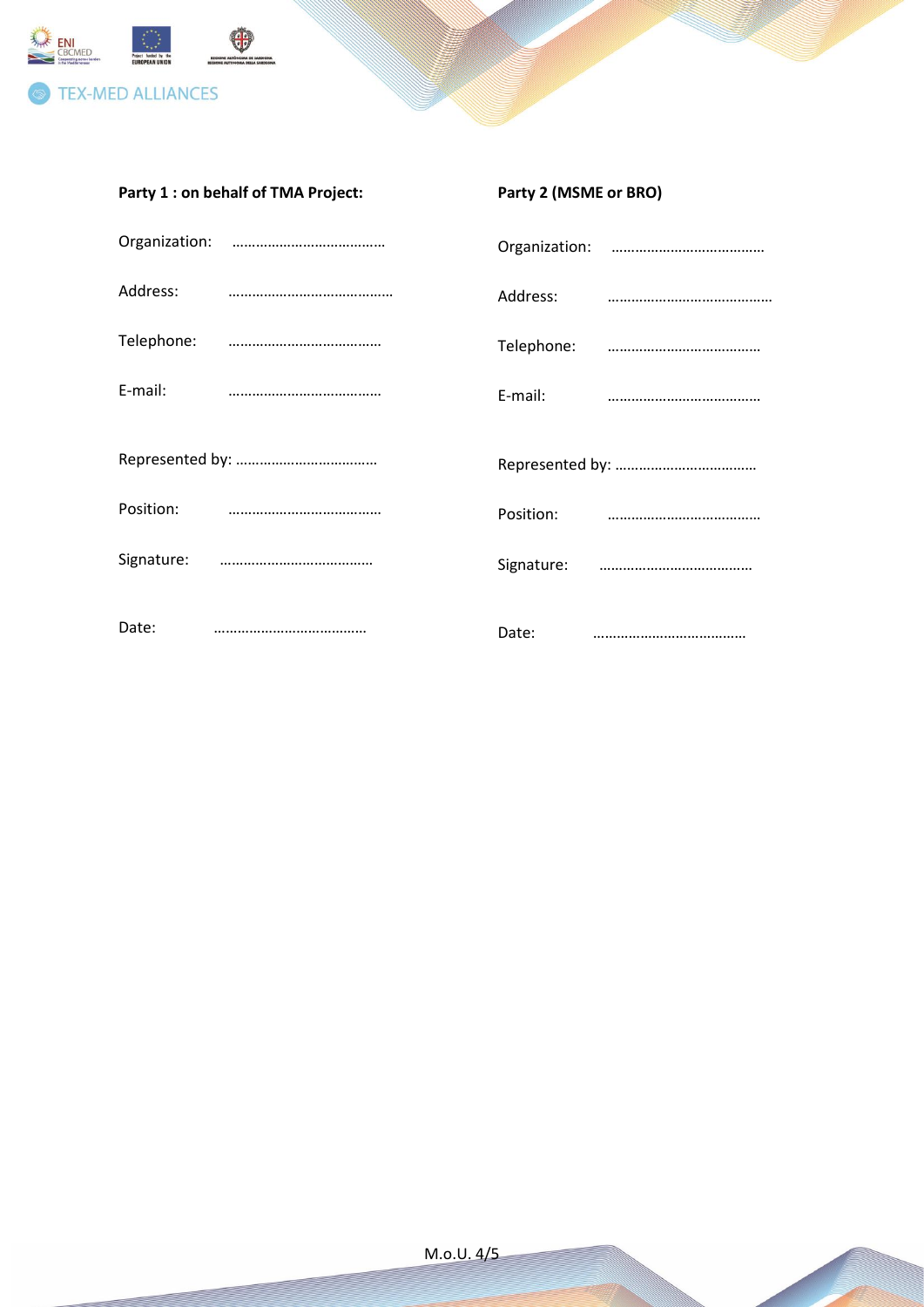**Party 1 : on behalf of TMA Project:**

Organization: ………………………………

Address: ……………………………………

Telephone: ………………………………

E-mail: ………………………………

Represented by: ………………………………

Position: ………………………………

Signature: ………………………………

Date: ………………………………

**Party 2 (MSME or BRO)**

Organization: ………………………………

Address: ……………………………………

Telephone: ………………………………

E-mail: ………………………………

Represented by: ………………………………

Position: ………………………………

Signature: ………………………………

Date: ………………………………